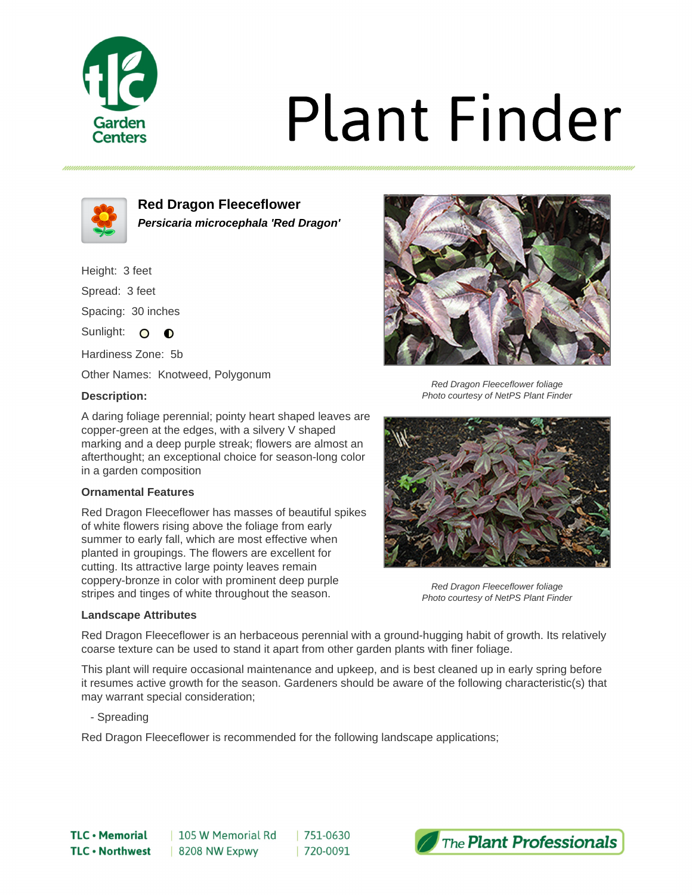# Plant Finder

## Red Dragon Fleeceflower

***Persicaria microcephala 'Red Dragon'***

Height: 3 feet

Spread: 3 feet

Spacing: 30 inches

Sunlight:

Hardiness Zone: 5b

Other Names: Knotweed, Polygonum

### Description:

A daring foliage perennial; pointy heart shaped leaves are copper-green at the edges, with a silvery V shaped marking and a deep purple streak; flowers are almost an afterthought; an exceptional choice for season-long color in a garden composition

### Ornamental Features

Red Dragon Fleeceflower has masses of beautiful spikes of white flowers rising above the foliage from early summer to early fall, which are most effective when planted in groupings. The flowers are excellent for cutting. Its attractive large pointy leaves remain coppery-bronze in color with prominent deep purple stripes and tinges of white throughout the season.

*Red Dragon Fleeceflower foliage*
*Photo courtesy of NetPS Plant Finder*

*Red Dragon Fleeceflower foliage*
*Photo courtesy of NetPS Plant Finder*

### Landscape Attributes

Red Dragon Fleeceflower is an herbaceous perennial with a ground-hugging habit of growth. Its relatively coarse texture can be used to stand it apart from other garden plants with finer foliage.

This plant will require occasional maintenance and upkeep, and is best cleaned up in early spring before it resumes active growth for the season. Gardeners should be aware of the following characteristic(s) that may warrant special consideration;

- Spreading

Red Dragon Fleeceflower is recommended for the following landscape applications;

**TLC • Memorial** | 105 W Memorial Rd | 751-0630
**TLC • Northwest** | 8208 NW Expwy | 720-0091

*The Plant Professionals*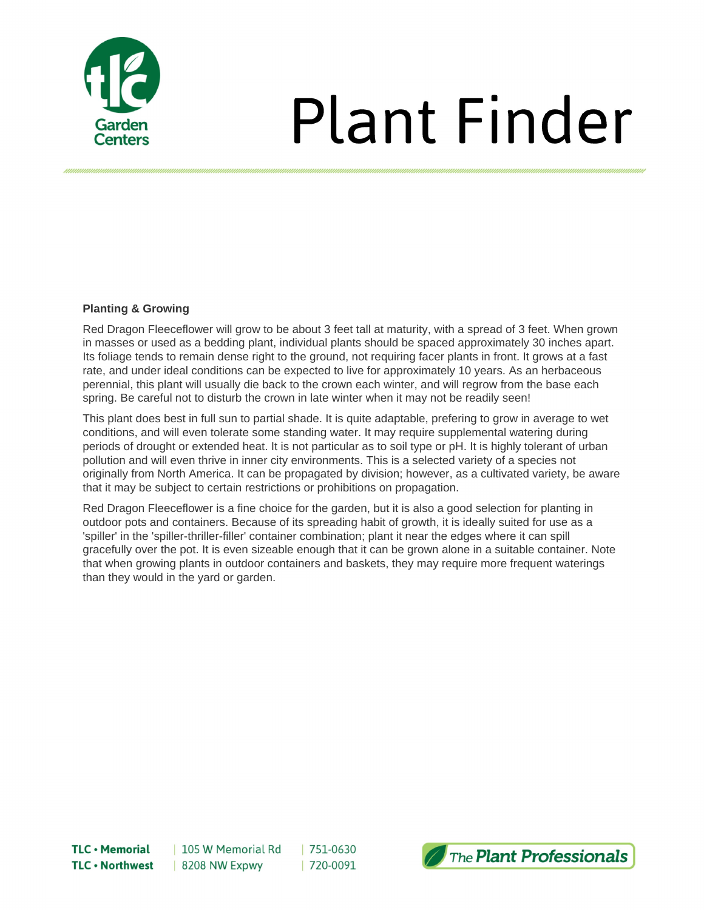**Planting & Growing**

Red Dragon Fleeceflower will grow to be about 3 feet tall at maturity, with a spread of 3 feet. When grown in masses or used as a bedding plant, individual plants should be spaced approximately 30 inches apart. Its foliage tends to remain dense right to the ground, not requiring facer plants in front. It grows at a fast rate, and under ideal conditions can be expected to live for approximately 10 years. As an herbaceous perennial, this plant will usually die back to the crown each winter, and will regrow from the base each spring. Be careful not to disturb the crown in late winter when it may not be readily seen!

This plant does best in full sun to partial shade. It is quite adaptable, prefering to grow in average to wet conditions, and will even tolerate some standing water. It may require supplemental watering during periods of drought or extended heat. It is not particular as to soil type or pH. It is highly tolerant of urban pollution and will even thrive in inner city environments. This is a selected variety of a species not originally from North America. It can be propagated by division; however, as a cultivated variety, be aware that it may be subject to certain restrictions or prohibitions on propagation.

Red Dragon Fleeceflower is a fine choice for the garden, but it is also a good selection for planting in outdoor pots and containers. Because of its spreading habit of growth, it is ideally suited for use as a 'spiller' in the 'spiller-thriller-filler' container combination; plant it near the edges where it can spill gracefully over the pot. It is even sizeable enough that it can be grown alone in a suitable container. Note that when growing plants in outdoor containers and baskets, they may require more frequent waterings than they would in the yard or garden.